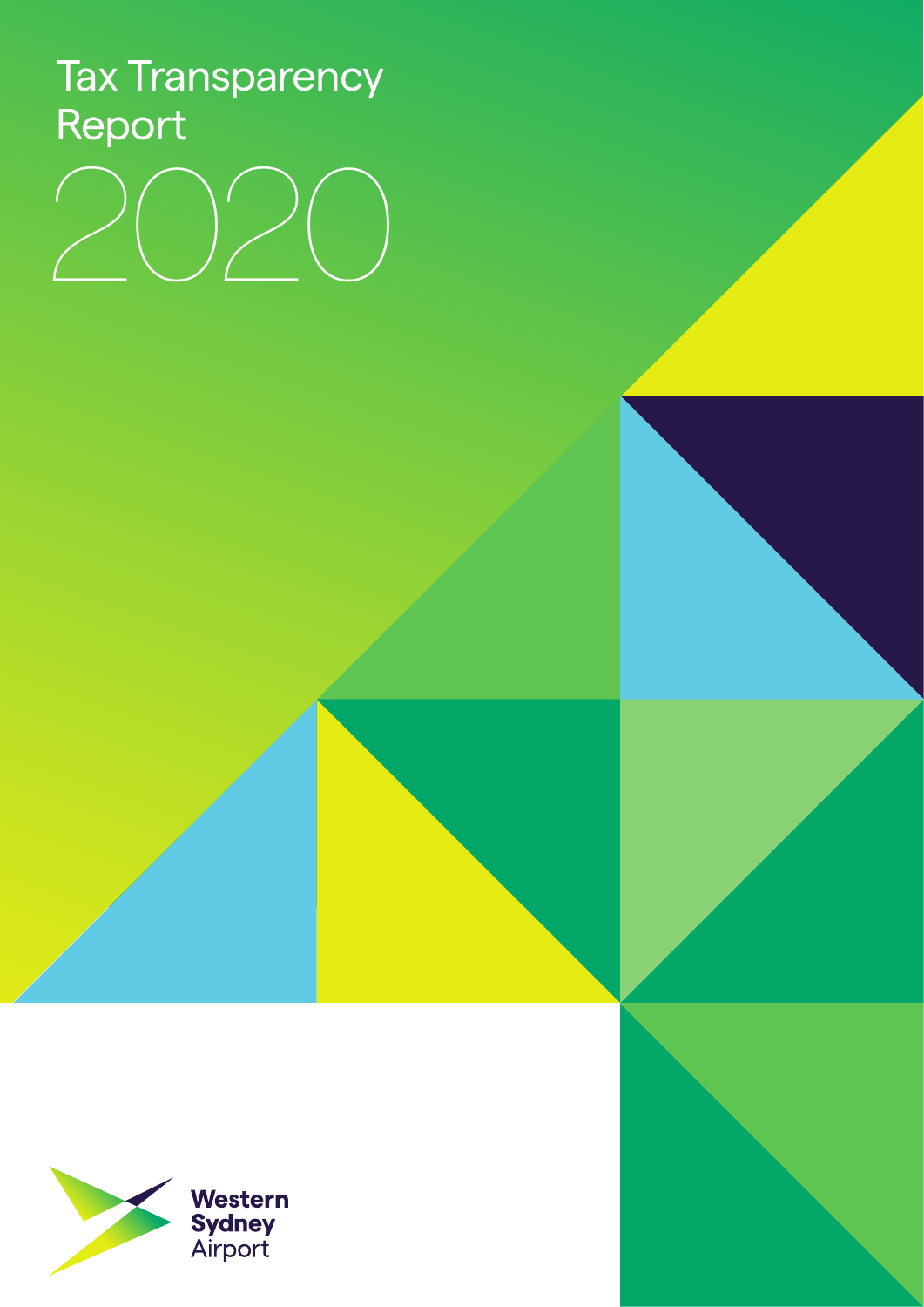# Tax Transparency Report 2020

Western Sydney Airport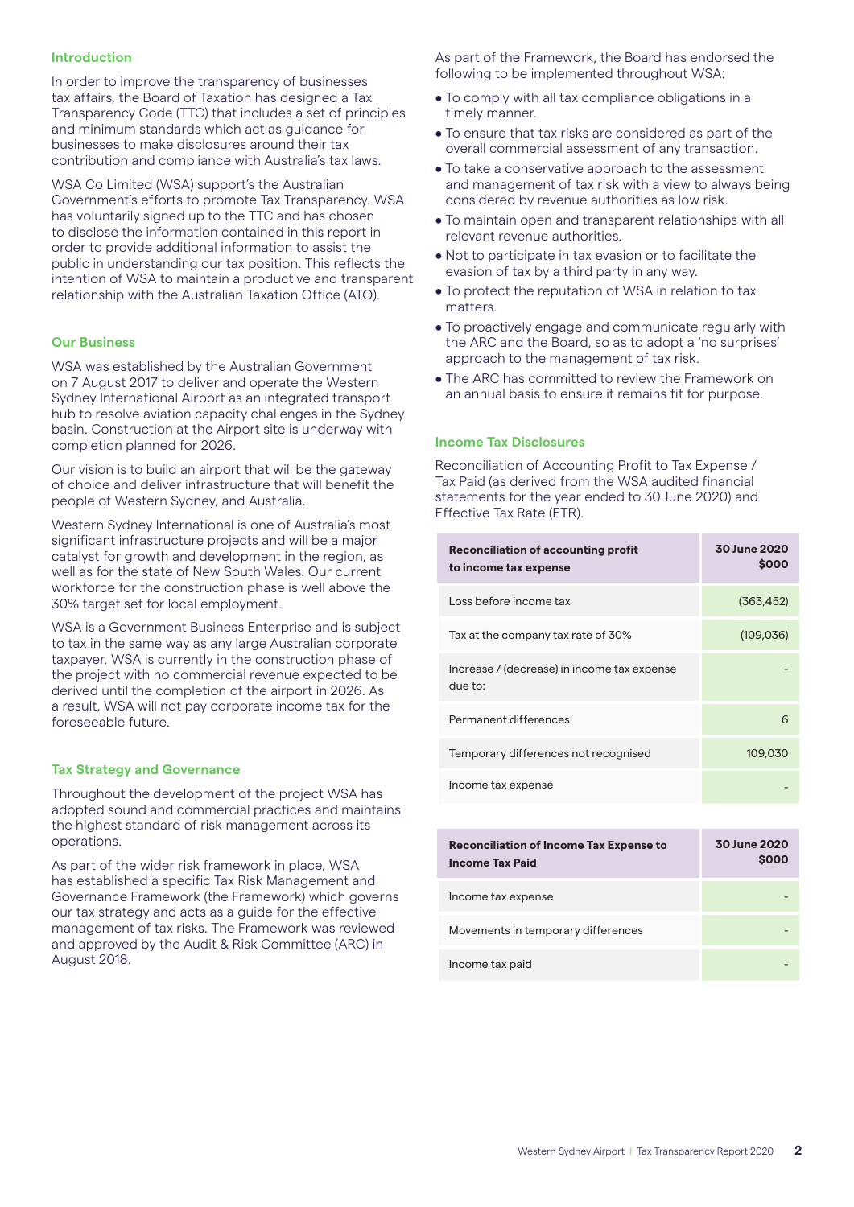## Introduction

In order to improve the transparency of businesses tax affairs, the Board of Taxation has designed a Tax Transparency Code (TTC) that includes a set of principles and minimum standards which act as guidance for businesses to make disclosures around their tax contribution and compliance with Australia's tax laws.

WSA Co Limited (WSA) support's the Australian Government's efforts to promote Tax Transparency. WSA has voluntarily signed up to the TTC and has chosen to disclose the information contained in this report in order to provide additional information to assist the public in understanding our tax position. This reflects the intention of WSA to maintain a productive and transparent relationship with the Australian Taxation Office (ATO).

## Our Business

WSA was established by the Australian Government on 7 August 2017 to deliver and operate the Western Sydney International Airport as an integrated transport hub to resolve aviation capacity challenges in the Sydney basin. Construction at the Airport site is underway with completion planned for 2026.

Our vision is to build an airport that will be the gateway of choice and deliver infrastructure that will benefit the people of Western Sydney, and Australia.

Western Sydney International is one of Australia's most significant infrastructure projects and will be a major catalyst for growth and development in the region, as well as for the state of New South Wales. Our current workforce for the construction phase is well above the 30% target set for local employment.

WSA is a Government Business Enterprise and is subject to tax in the same way as any large Australian corporate taxpayer. WSA is currently in the construction phase of the project with no commercial revenue expected to be derived until the completion of the airport in 2026. As a result, WSA will not pay corporate income tax for the foreseeable future.

## Tax Strategy and Governance

Throughout the development of the project WSA has adopted sound and commercial practices and maintains the highest standard of risk management across its operations.

As part of the wider risk framework in place, WSA has established a specific Tax Risk Management and Governance Framework (the Framework) which governs our tax strategy and acts as a guide for the effective management of tax risks. The Framework was reviewed and approved by the Audit & Risk Committee (ARC) in August 2018.

As part of the Framework, the Board has endorsed the following to be implemented throughout WSA:

- To comply with all tax compliance obligations in a timely manner.
- To ensure that tax risks are considered as part of the overall commercial assessment of any transaction.
- To take a conservative approach to the assessment and management of tax risk with a view to always being considered by revenue authorities as low risk.
- To maintain open and transparent relationships with all relevant revenue authorities.
- Not to participate in tax evasion or to facilitate the evasion of tax by a third party in any way.
- To protect the reputation of WSA in relation to tax matters.
- To proactively engage and communicate regularly with the ARC and the Board, so as to adopt a 'no surprises' approach to the management of tax risk.
- The ARC has committed to review the Framework on an annual basis to ensure it remains fit for purpose.

## Income Tax Disclosures

Reconciliation of Accounting Profit to Tax Expense / Tax Paid (as derived from the WSA audited financial statements for the year ended to 30 June 2020) and Effective Tax Rate (ETR).

| Reconciliation of accounting profit to income tax expense | 30 June 2020 $000 |
|---|---|
| Loss before income tax | (363,452) |
| Tax at the company tax rate of 30% | (109,036) |
| Increase / (decrease) in income tax expense due to: | - |
| Permanent differences | 6 |
| Temporary differences not recognised | 109,030 |
| Income tax expense | - |

| Reconciliation of Income Tax Expense to Income Tax Paid | 30 June 2020 $000 |
|---|---|
| Income tax expense | - |
| Movements in temporary differences | - |
| Income tax paid | - |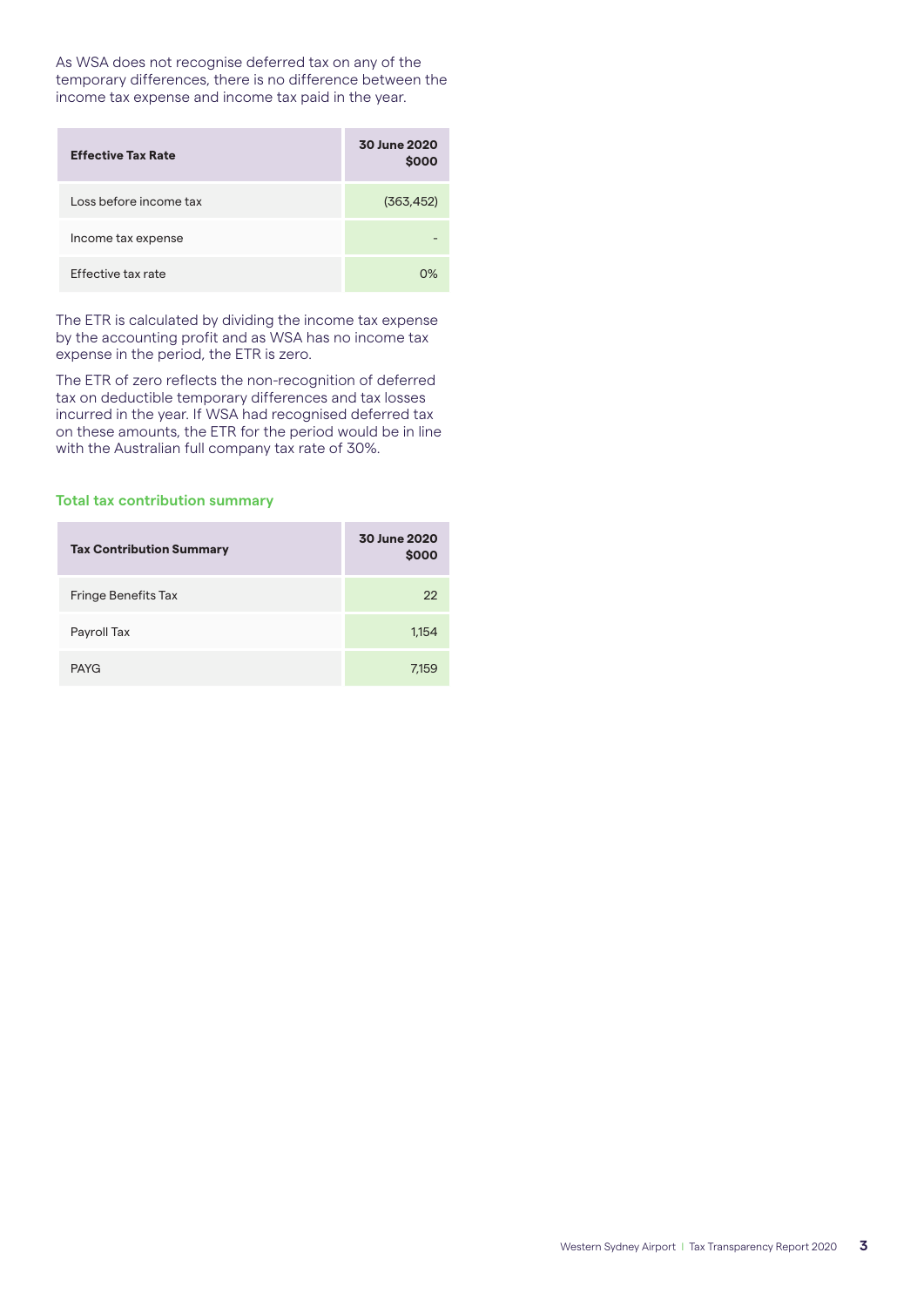As WSA does not recognise deferred tax on any of the temporary differences, there is no difference between the income tax expense and income tax paid in the year.

| Effective Tax Rate | 30 June 2020 $000 |
|---|---|
| Loss before income tax | (363,452) |
| Income tax expense | - |
| Effective tax rate | 0% |

The ETR is calculated by dividing the income tax expense by the accounting profit and as WSA has no income tax expense in the period, the ETR is zero.

The ETR of zero reflects the non-recognition of deferred tax on deductible temporary differences and tax losses incurred in the year. If WSA had recognised deferred tax on these amounts, the ETR for the period would be in line with the Australian full company tax rate of 30%.

## Total tax contribution summary

| Tax Contribution Summary | 30 June 2020 $000 |
|---|---|
| Fringe Benefits Tax | 22 |
| Payroll Tax | 1,154 |
| PAYG | 7,159 |